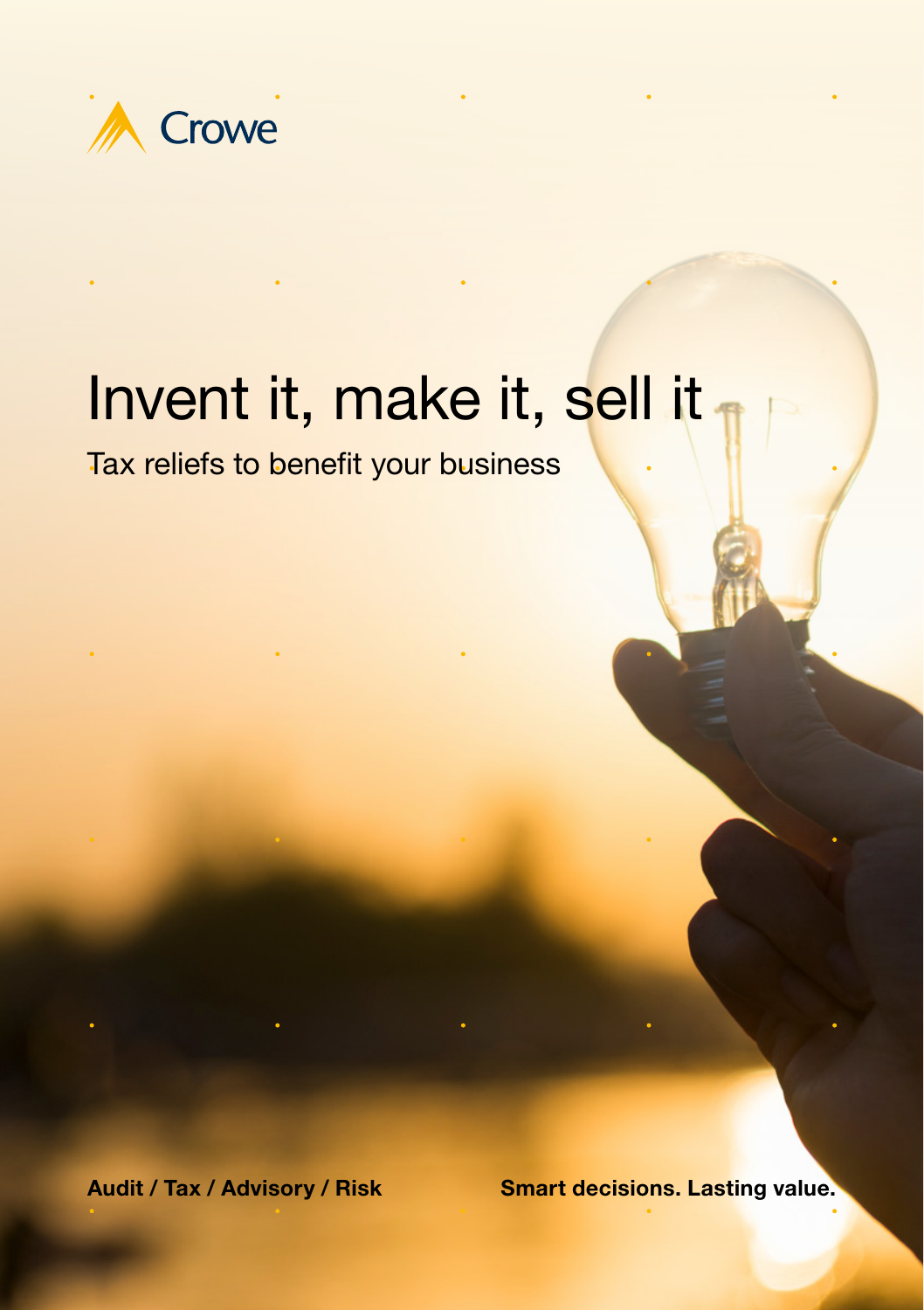Crowe

# Invent it, make it, sell it

## Tax reliefs to benefit your business

**Audit / Tax / Advisory / Risk**

**Smart decisions. Lasting value.**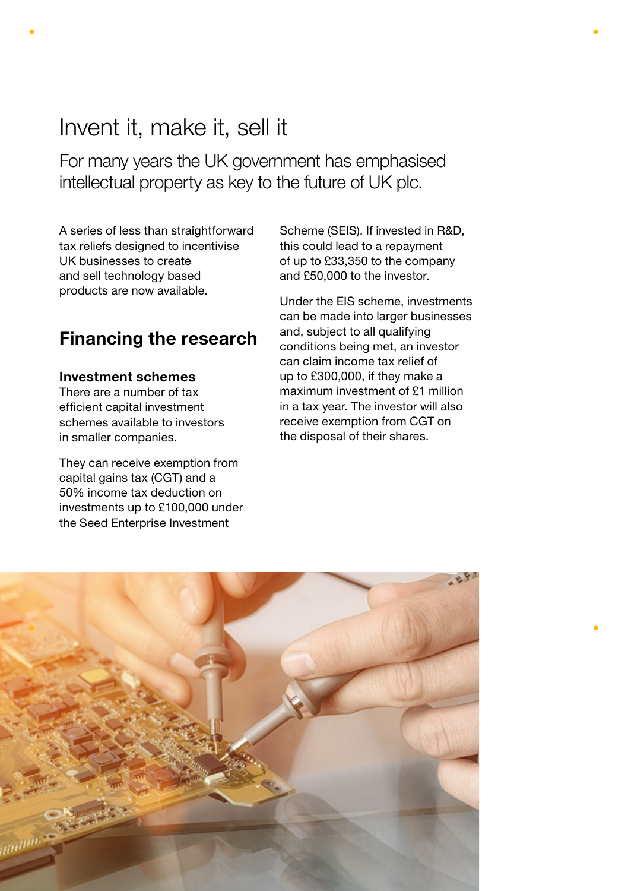# Invent it, make it, sell it

For many years the UK government has emphasised intellectual property as key to the future of UK plc.

A series of less than straightforward tax reliefs designed to incentivise UK businesses to create and sell technology based products are now available.

## Financing the research

### Investment schemes

There are a number of tax efficient capital investment schemes available to investors in smaller companies.

They can receive exemption from capital gains tax (CGT) and a 50% income tax deduction on investments up to £100,000 under the Seed Enterprise Investment Scheme (SEIS). If invested in R&D, this could lead to a repayment of up to £33,350 to the company and £50,000 to the investor.

Under the EIS scheme, investments can be made into larger businesses and, subject to all qualifying conditions being met, an investor can claim income tax relief of up to £300,000, if they make a maximum investment of £1 million in a tax year. The investor will also receive exemption from CGT on the disposal of their shares.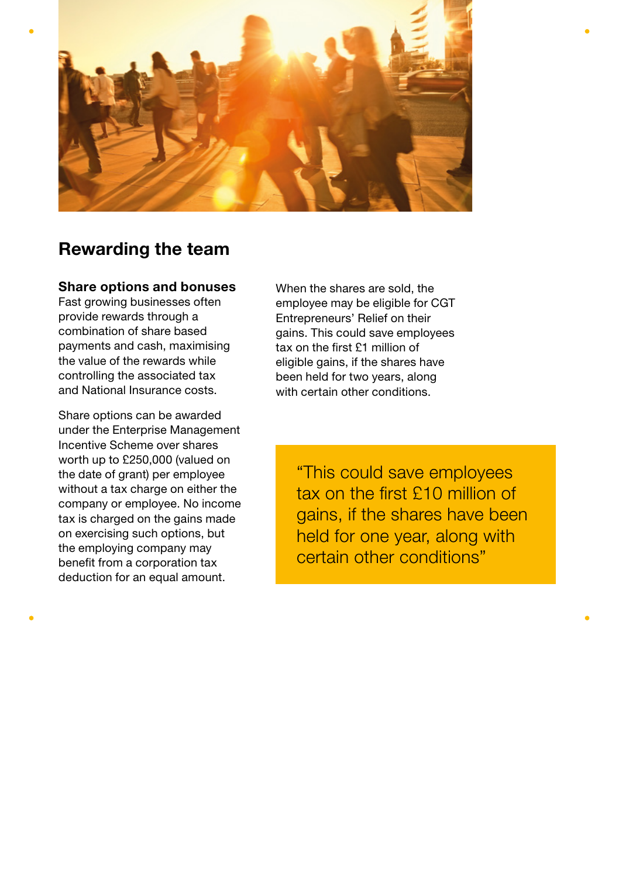## Rewarding the team

### Share options and bonuses

Fast growing businesses often provide rewards through a combination of share based payments and cash, maximising the value of the rewards while controlling the associated tax and National Insurance costs.

Share options can be awarded under the Enterprise Management Incentive Scheme over shares worth up to £250,000 (valued on the date of grant) per employee without a tax charge on either the company or employee. No income tax is charged on the gains made on exercising such options, but the employing company may benefit from a corporation tax deduction for an equal amount.

When the shares are sold, the employee may be eligible for CGT Entrepreneurs' Relief on their gains. This could save employees tax on the first £1 million of eligible gains, if the shares have been held for two years, along with certain other conditions.

> "This could save employees tax on the first £10 million of gains, if the shares have been held for one year, along with certain other conditions"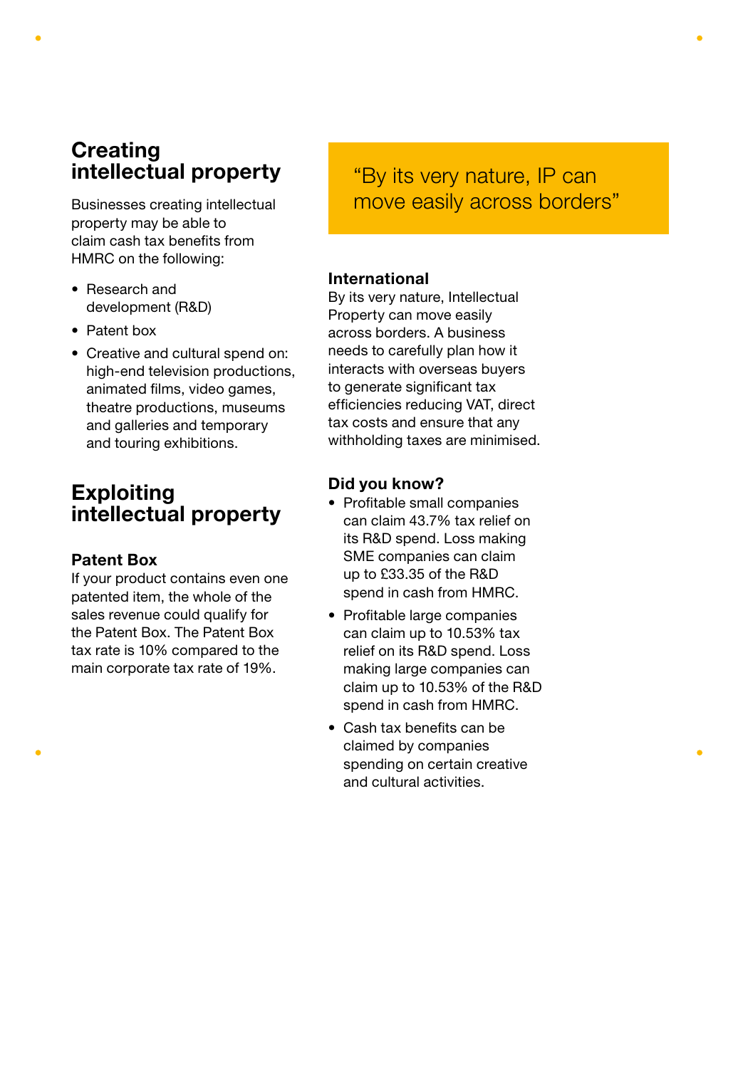## Creating intellectual property

Businesses creating intellectual property may be able to claim cash tax benefits from HMRC on the following:

- Research and development (R&D)
- Patent box
- Creative and cultural spend on: high-end television productions, animated films, video games, theatre productions, museums and galleries and temporary and touring exhibitions.

## Exploiting intellectual property

### Patent Box

If your product contains even one patented item, the whole of the sales revenue could qualify for the Patent Box. The Patent Box tax rate is 10% compared to the main corporate tax rate of 19%.

> “By its very nature, IP can move easily across borders”

### International

By its very nature, Intellectual Property can move easily across borders. A business needs to carefully plan how it interacts with overseas buyers to generate significant tax efficiencies reducing VAT, direct tax costs and ensure that any withholding taxes are minimised.

### Did you know?

- Profitable small companies can claim 43.7% tax relief on its R&D spend. Loss making SME companies can claim up to £33.35 of the R&D spend in cash from HMRC.
- Profitable large companies can claim up to 10.53% tax relief on its R&D spend. Loss making large companies can claim up to 10.53% of the R&D spend in cash from HMRC.
- Cash tax benefits can be claimed by companies spending on certain creative and cultural activities.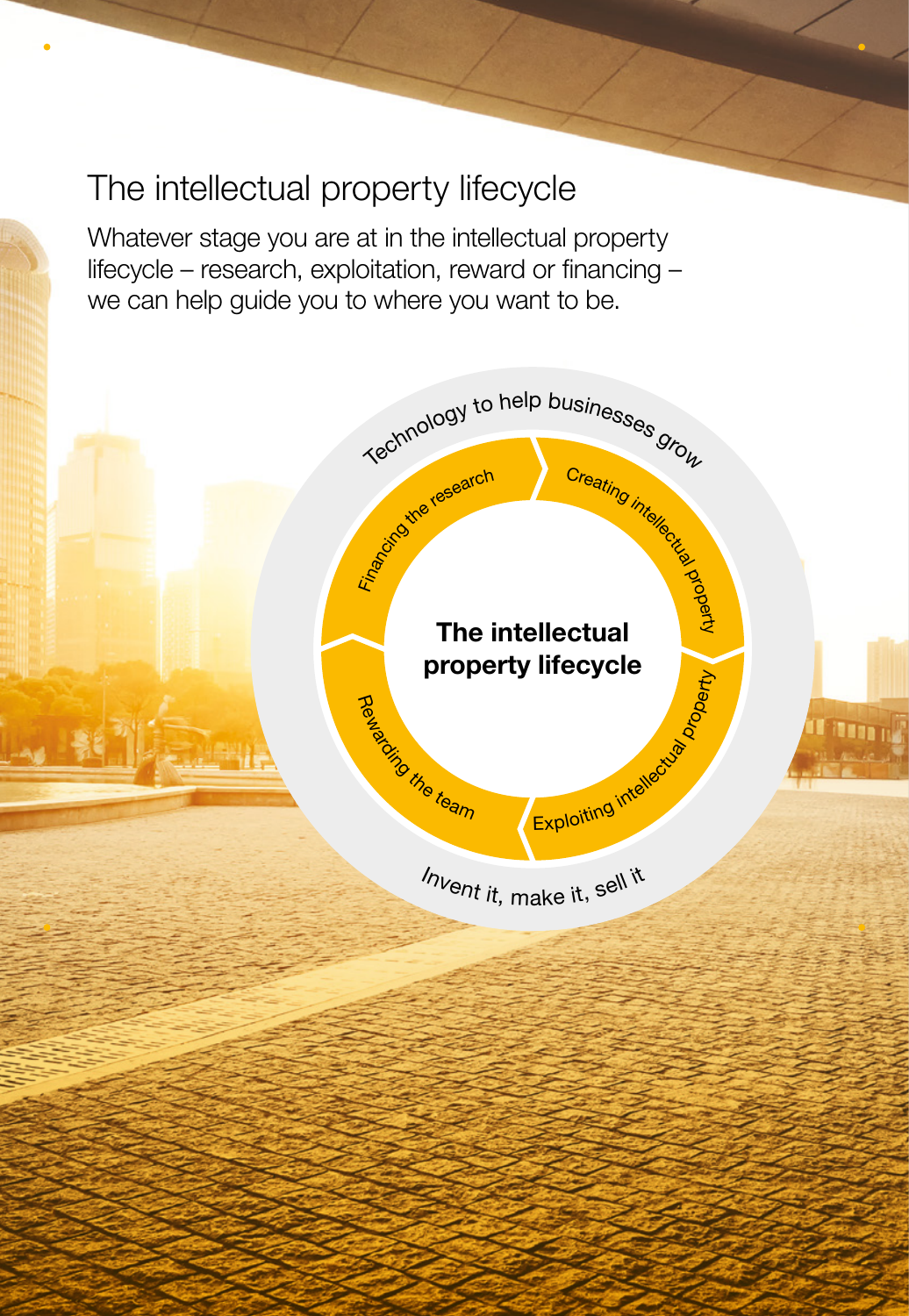## The intellectual property lifecycle

Whatever stage you are at in the intellectual property lifecycle – research, exploitation, reward or financing – we can help guide you to where you want to be.

Technology to help businesses grow

**The intellectual property lifecycle**

- Creating intellectual property
- Exploiting intellectual property
- Rewarding the team
- Financing the research

Invent it, make it, sell it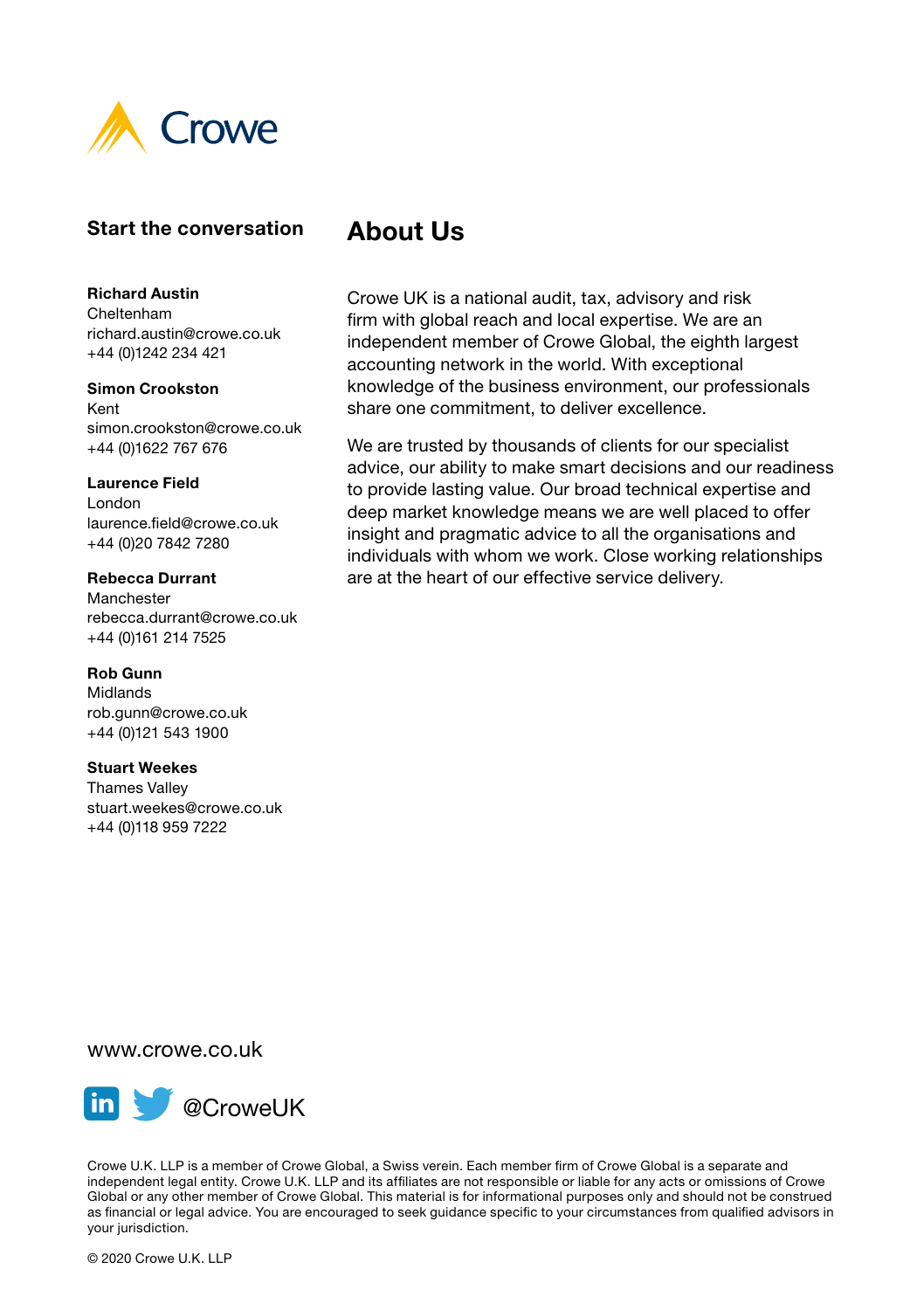Crowe

## Start the conversation

**Richard Austin**
Cheltenham
richard.austin@crowe.co.uk
+44 (0)1242 234 421

**Simon Crookston**
Kent
simon.crookston@crowe.co.uk
+44 (0)1622 767 676

**Laurence Field**
London
laurence.field@crowe.co.uk
+44 (0)20 7842 7280

**Rebecca Durrant**
Manchester
rebecca.durrant@crowe.co.uk
+44 (0)161 214 7525

**Rob Gunn**
Midlands
rob.gunn@crowe.co.uk
+44 (0)121 543 1900

**Stuart Weekes**
Thames Valley
stuart.weekes@crowe.co.uk
+44 (0)118 959 7222

# About Us

Crowe UK is a national audit, tax, advisory and risk firm with global reach and local expertise. We are an independent member of Crowe Global, the eighth largest accounting network in the world. With exceptional knowledge of the business environment, our professionals share one commitment, to deliver excellence.

We are trusted by thousands of clients for our specialist advice, our ability to make smart decisions and our readiness to provide lasting value. Our broad technical expertise and deep market knowledge means we are well placed to offer insight and pragmatic advice to all the organisations and individuals with whom we work. Close working relationships are at the heart of our effective service delivery.

www.crowe.co.uk

@CroweUK

Crowe U.K. LLP is a member of Crowe Global, a Swiss verein. Each member firm of Crowe Global is a separate and independent legal entity. Crowe U.K. LLP and its affiliates are not responsible or liable for any acts or omissions of Crowe Global or any other member of Crowe Global. This material is for informational purposes only and should not be construed as financial or legal advice. You are encouraged to seek guidance specific to your circumstances from qualified advisors in your jurisdiction.

© 2020 Crowe U.K. LLP